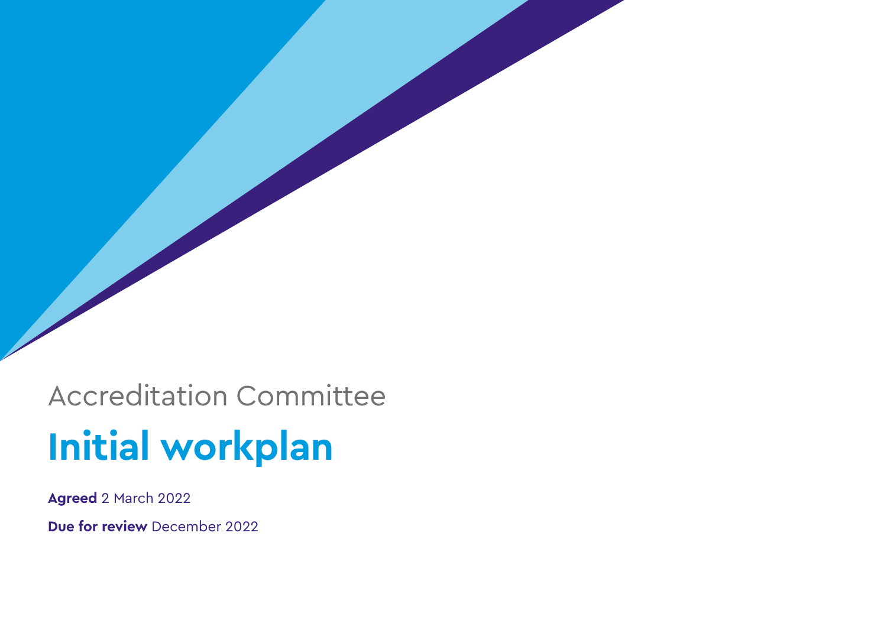Accreditation Committee

# Initial workplan

**Agreed** 2 March 2022

**Due for review** December 2022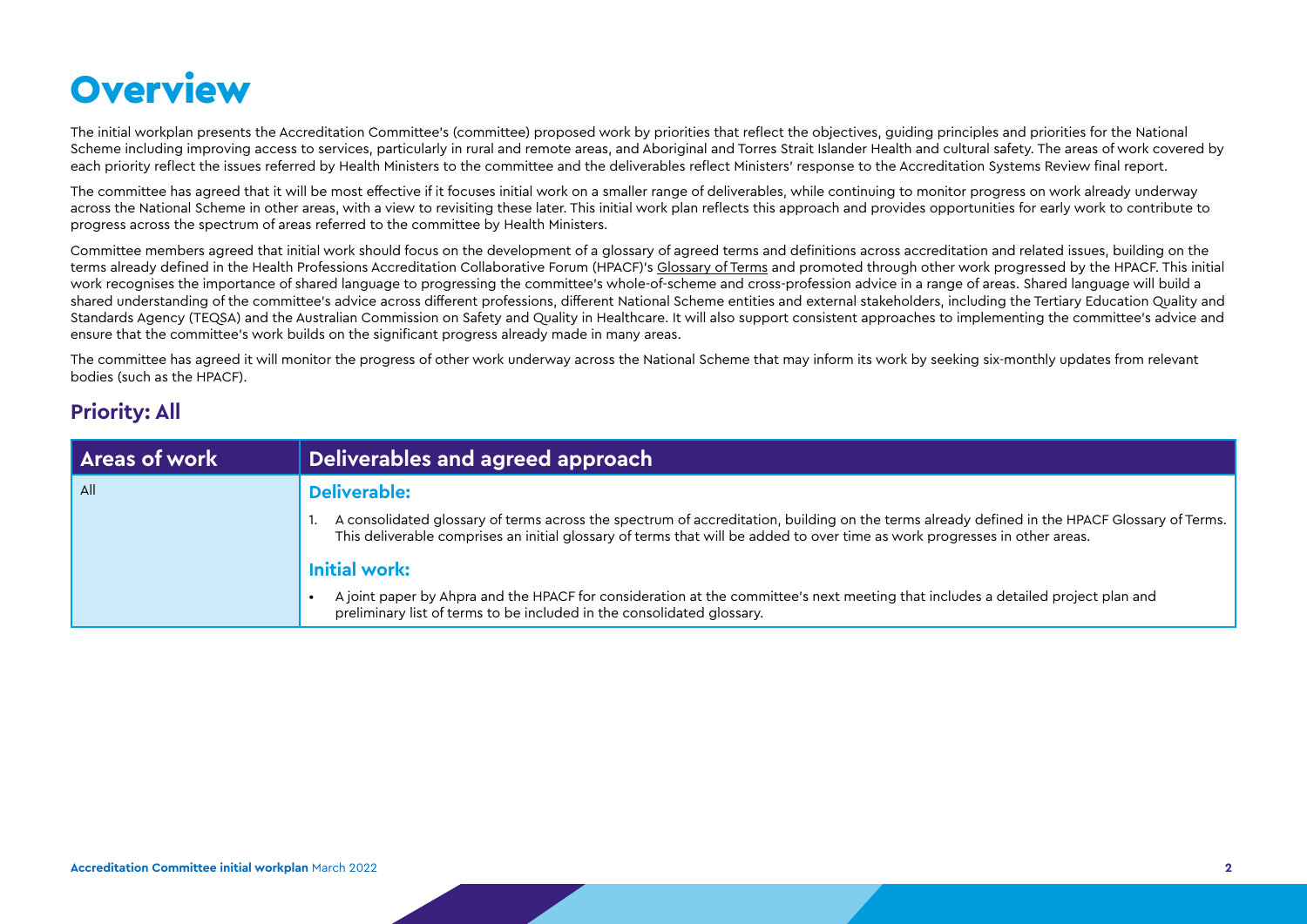# Overview

The initial workplan presents the Accreditation Committee's (committee) proposed work by priorities that reflect the objectives, guiding principles and priorities for the National Scheme including improving access to services, particularly in rural and remote areas, and Aboriginal and Torres Strait Islander Health and cultural safety. The areas of work covered by each priority reflect the issues referred by Health Ministers to the committee and the deliverables reflect Ministers' response to the Accreditation Systems Review final report.

The committee has agreed that it will be most effective if it focuses initial work on a smaller range of deliverables, while continuing to monitor progress on work already underway across the National Scheme in other areas, with a view to revisiting these later. This initial work plan reflects this approach and provides opportunities for early work to contribute to progress across the spectrum of areas referred to the committee by Health Ministers.

Committee members agreed that initial work should focus on the development of a glossary of agreed terms and definitions across accreditation and related issues, building on the terms already defined in the Health Professions Accreditation Collaborative Forum (HPACF)'s Glossary of Terms and promoted through other work progressed by the HPACF. This initial work recognises the importance of shared language to progressing the committee's whole-of-scheme and cross-profession advice in a range of areas. Shared language will build a shared understanding of the committee's advice across different professions, different National Scheme entities and external stakeholders, including the Tertiary Education Quality and Standards Agency (TEQSA) and the Australian Commission on Safety and Quality in Healthcare. It will also support consistent approaches to implementing the committee's advice and ensure that the committee's work builds on the significant progress already made in many areas.

The committee has agreed it will monitor the progress of other work underway across the National Scheme that may inform its work by seeking six-monthly updates from relevant bodies (such as the HPACF).

## Priority: All

| Areas of work | Deliverables and agreed approach |
|---|---|
| All | **Deliverable:**<br>1. A consolidated glossary of terms across the spectrum of accreditation, building on the terms already defined in the HPACF Glossary of Terms. This deliverable comprises an initial glossary of terms that will be added to over time as work progresses in other areas.<br>**Initial work:**<br>• A joint paper by Ahpra and the HPACF for consideration at the committee's next meeting that includes a detailed project plan and preliminary list of terms to be included in the consolidated glossary. |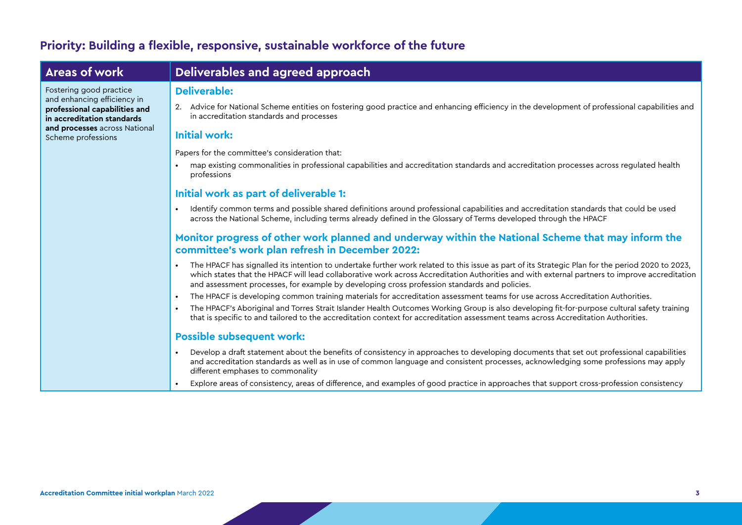## Priority: Building a flexible, responsive, sustainable workforce of the future

| Areas of work | Deliverables and agreed approach |
|---|---|
| Fostering good practice and enhancing efficiency in **professional capabilities and in accreditation standards and processes** across National Scheme professions | **Deliverable:**<br><br>2. Advice for National Scheme entities on fostering good practice and enhancing efficiency in the development of professional capabilities and in accreditation standards and processes<br><br>**Initial work:**<br><br>Papers for the committee's consideration that:<br><br>• map existing commonalities in professional capabilities and accreditation standards and accreditation processes across regulated health professions<br><br>**Initial work as part of deliverable 1:**<br><br>• Identify common terms and possible shared definitions around professional capabilities and accreditation standards that could be used across the National Scheme, including terms already defined in the Glossary of Terms developed through the HPACF<br><br>**Monitor progress of other work planned and underway within the National Scheme that may inform the committee's work plan refresh in December 2022:**<br><br>• The HPACF has signalled its intention to undertake further work related to this issue as part of its Strategic Plan for the period 2020 to 2023, which states that the HPACF will lead collaborative work across Accreditation Authorities and with external partners to improve accreditation and assessment processes, for example by developing cross profession standards and policies.<br>• The HPACF is developing common training materials for accreditation assessment teams for use across Accreditation Authorities.<br>• The HPACF's Aboriginal and Torres Strait Islander Health Outcomes Working Group is also developing fit-for-purpose cultural safety training that is specific to and tailored to the accreditation context for accreditation assessment teams across Accreditation Authorities.<br><br>**Possible subsequent work:**<br><br>• Develop a draft statement about the benefits of consistency in approaches to developing documents that set out professional capabilities and accreditation standards as well as in use of common language and consistent processes, acknowledging some professions may apply different emphases to commonality<br>• Explore areas of consistency, areas of difference, and examples of good practice in approaches that support cross-profession consistency |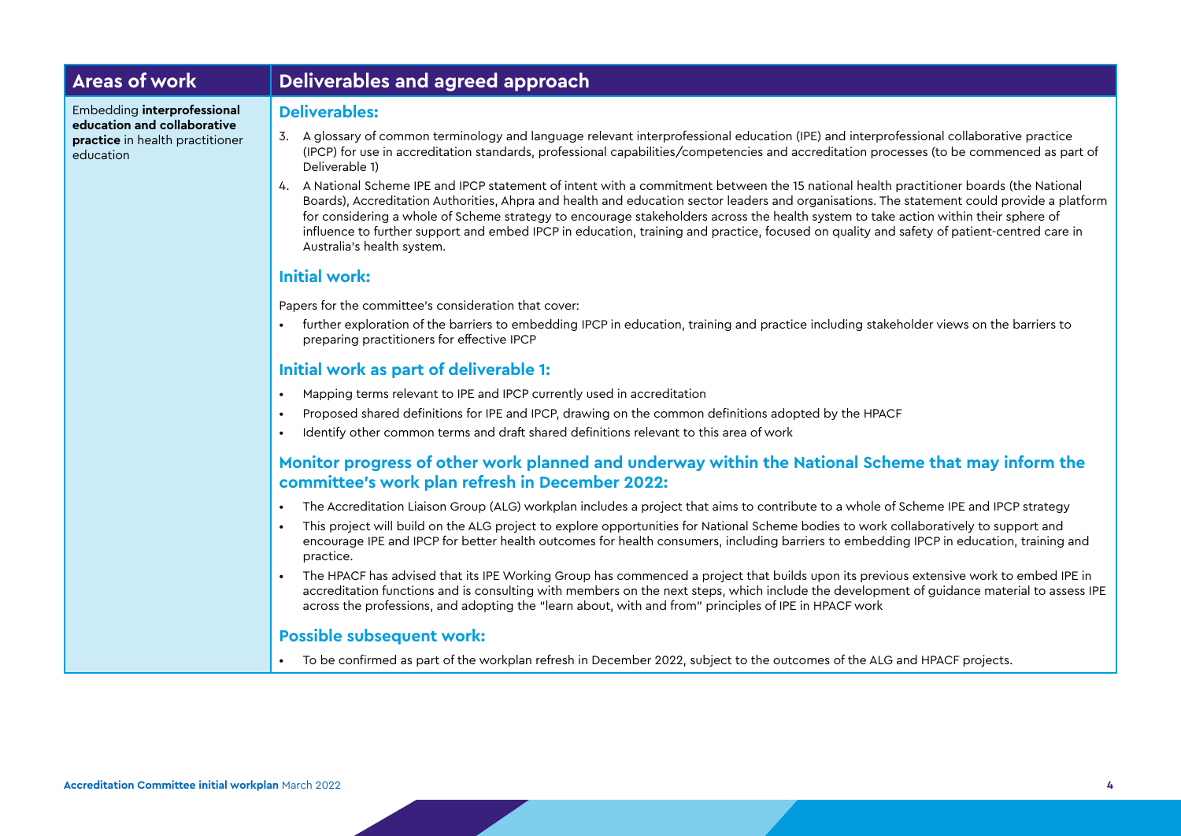| Areas of work | Deliverables and agreed approach |
|---|---|
| Embedding **interprofessional education and collaborative practice** in health practitioner education | **Deliverables:**<br><br>3. A glossary of common terminology and language relevant interprofessional education (IPE) and interprofessional collaborative practice (IPCP) for use in accreditation standards, professional capabilities/competencies and accreditation processes (to be commenced as part of Deliverable 1)<br>4. A National Scheme IPE and IPCP statement of intent with a commitment between the 15 national health practitioner boards (the National Boards), Accreditation Authorities, Ahpra and health and education sector leaders and organisations. The statement could provide a platform for considering a whole of Scheme strategy to encourage stakeholders across the health system to take action within their sphere of influence to further support and embed IPCP in education, training and practice, focused on quality and safety of patient-centred care in Australia's health system.<br><br>**Initial work:**<br><br>Papers for the committee's consideration that cover:<br>• further exploration of the barriers to embedding IPCP in education, training and practice including stakeholder views on the barriers to preparing practitioners for effective IPCP<br><br>**Initial work as part of deliverable 1:**<br><br>• Mapping terms relevant to IPE and IPCP currently used in accreditation<br>• Proposed shared definitions for IPE and IPCP, drawing on the common definitions adopted by the HPACF<br>• Identify other common terms and draft shared definitions relevant to this area of work<br><br>**Monitor progress of other work planned and underway within the National Scheme that may inform the committee's work plan refresh in December 2022:**<br><br>• The Accreditation Liaison Group (ALG) workplan includes a project that aims to contribute to a whole of Scheme IPE and IPCP strategy<br>• This project will build on the ALG project to explore opportunities for National Scheme bodies to work collaboratively to support and encourage IPE and IPCP for better health outcomes for health consumers, including barriers to embedding IPCP in education, training and practice.<br>• The HPACF has advised that its IPE Working Group has commenced a project that builds upon its previous extensive work to embed IPE in accreditation functions and is consulting with members on the next steps, which include the development of guidance material to assess IPE across the professions, and adopting the "learn about, with and from" principles of IPE in HPACF work<br><br>**Possible subsequent work:**<br><br>• To be confirmed as part of the workplan refresh in December 2022, subject to the outcomes of the ALG and HPACF projects. |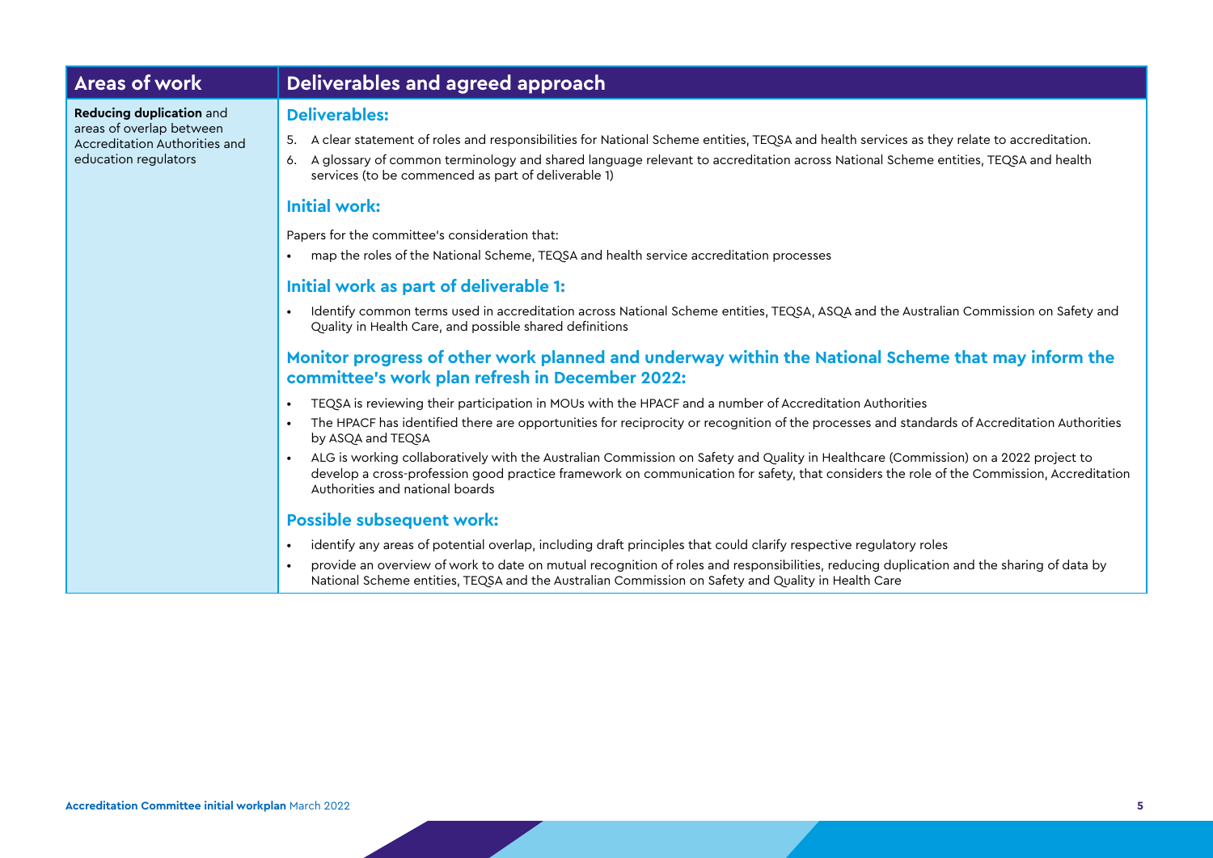| Areas of work | Deliverables and agreed approach |
|---|---|
| **Reducing duplication** and areas of overlap between Accreditation Authorities and education regulators | **Deliverables:**<br>5. A clear statement of roles and responsibilities for National Scheme entities, TEQSA and health services as they relate to accreditation.<br>6. A glossary of common terminology and shared language relevant to accreditation across National Scheme entities, TEQSA and health services (to be commenced as part of deliverable 1)<br><br>**Initial work:**<br>Papers for the committee's consideration that:<br>• map the roles of the National Scheme, TEQSA and health service accreditation processes<br><br>**Initial work as part of deliverable 1:**<br>• Identify common terms used in accreditation across National Scheme entities, TEQSA, ASQA and the Australian Commission on Safety and Quality in Health Care, and possible shared definitions<br><br>**Monitor progress of other work planned and underway within the National Scheme that may inform the committee's work plan refresh in December 2022:**<br>• TEQSA is reviewing their participation in MOUs with the HPACF and a number of Accreditation Authorities<br>• The HPACF has identified there are opportunities for reciprocity or recognition of the processes and standards of Accreditation Authorities by ASQA and TEQSA<br>• ALG is working collaboratively with the Australian Commission on Safety and Quality in Healthcare (Commission) on a 2022 project to develop a cross-profession good practice framework on communication for safety, that considers the role of the Commission, Accreditation Authorities and national boards<br><br>**Possible subsequent work:**<br>• identify any areas of potential overlap, including draft principles that could clarify respective regulatory roles<br>• provide an overview of work to date on mutual recognition of roles and responsibilities, reducing duplication and the sharing of data by National Scheme entities, TEQSA and the Australian Commission on Safety and Quality in Health Care |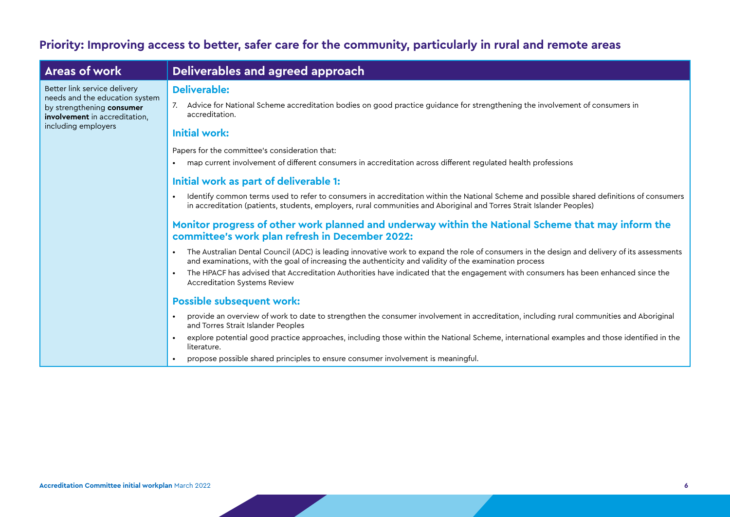## Priority: Improving access to better, safer care for the community, particularly in rural and remote areas

| Areas of work | Deliverables and agreed approach |
|---|---|
| Better link service delivery needs and the education system by strengthening **consumer involvement** in accreditation, including employers | **Deliverable:**<br><br>7. Advice for National Scheme accreditation bodies on good practice guidance for strengthening the involvement of consumers in accreditation.<br><br>**Initial work:**<br><br>Papers for the committee's consideration that:<br>• map current involvement of different consumers in accreditation across different regulated health professions<br><br>**Initial work as part of deliverable 1:**<br><br>• Identify common terms used to refer to consumers in accreditation within the National Scheme and possible shared definitions of consumers in accreditation (patients, students, employers, rural communities and Aboriginal and Torres Strait Islander Peoples)<br><br>**Monitor progress of other work planned and underway within the National Scheme that may inform the committee's work plan refresh in December 2022:**<br><br>• The Australian Dental Council (ADC) is leading innovative work to expand the role of consumers in the design and delivery of its assessments and examinations, with the goal of increasing the authenticity and validity of the examination process<br>• The HPACF has advised that Accreditation Authorities have indicated that the engagement with consumers has been enhanced since the Accreditation Systems Review<br><br>**Possible subsequent work:**<br><br>• provide an overview of work to date to strengthen the consumer involvement in accreditation, including rural communities and Aboriginal and Torres Strait Islander Peoples<br>• explore potential good practice approaches, including those within the National Scheme, international examples and those identified in the literature.<br>• propose possible shared principles to ensure consumer involvement is meaningful. |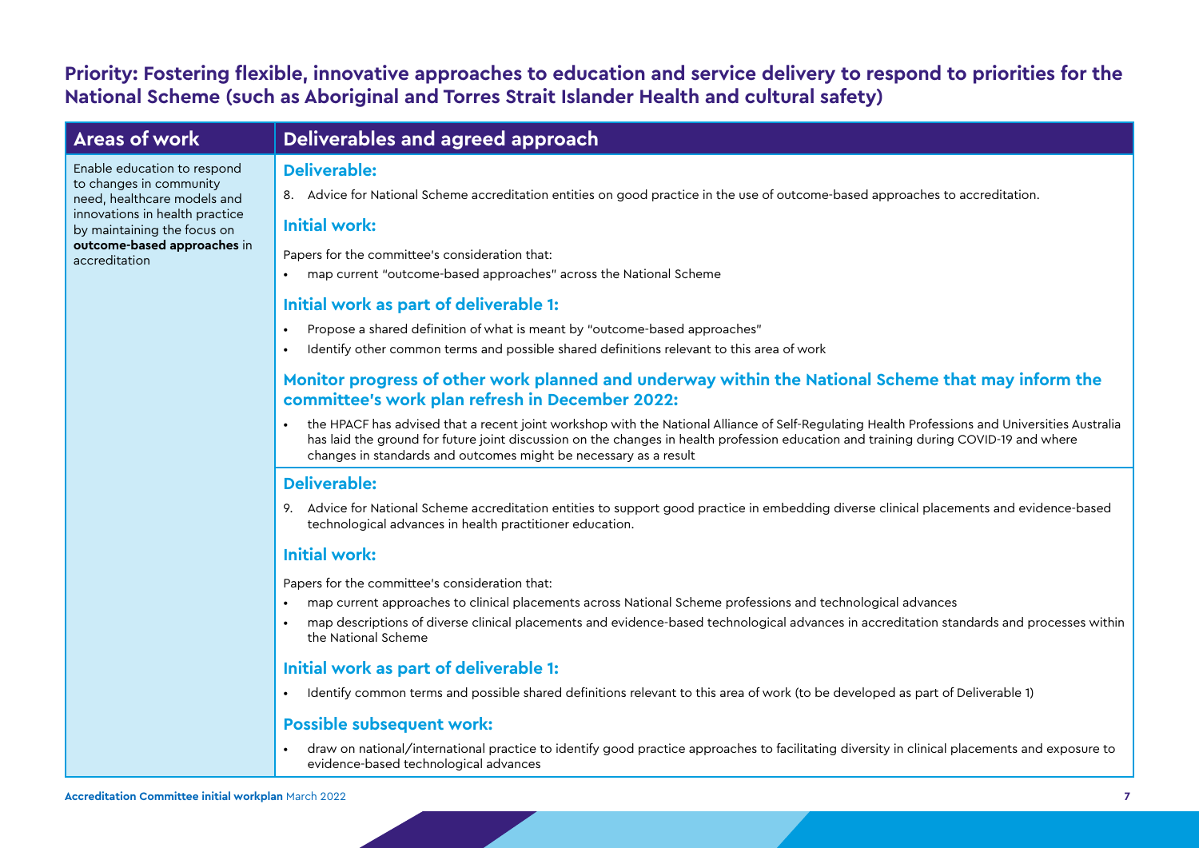## Priority: Fostering flexible, innovative approaches to education and service delivery to respond to priorities for the National Scheme (such as Aboriginal and Torres Strait Islander Health and cultural safety)

| Areas of work | Deliverables and agreed approach |
|---|---|
| Enable education to respond to changes in community need, healthcare models and innovations in health practice by maintaining the focus on **outcome-based approaches** in accreditation | **Deliverable:**<br>8. Advice for National Scheme accreditation entities on good practice in the use of outcome-based approaches to accreditation.<br><br>**Initial work:**<br>Papers for the committee's consideration that:<br>• map current "outcome-based approaches" across the National Scheme<br><br>**Initial work as part of deliverable 1:**<br>• Propose a shared definition of what is meant by "outcome-based approaches"<br>• Identify other common terms and possible shared definitions relevant to this area of work<br><br>**Monitor progress of other work planned and underway within the National Scheme that may inform the committee's work plan refresh in December 2022:**<br>• the HPACF has advised that a recent joint workshop with the National Alliance of Self-Regulating Health Professions and Universities Australia has laid the ground for future joint discussion on the changes in health profession education and training during COVID-19 and where changes in standards and outcomes might be necessary as a result |
| | **Deliverable:**<br>9. Advice for National Scheme accreditation entities to support good practice in embedding diverse clinical placements and evidence-based technological advances in health practitioner education.<br><br>**Initial work:**<br>Papers for the committee's consideration that:<br>• map current approaches to clinical placements across National Scheme professions and technological advances<br>• map descriptions of diverse clinical placements and evidence-based technological advances in accreditation standards and processes within the National Scheme<br><br>**Initial work as part of deliverable 1:**<br>• Identify common terms and possible shared definitions relevant to this area of work (to be developed as part of Deliverable 1)<br><br>**Possible subsequent work:**<br>• draw on national/international practice to identify good practice approaches to facilitating diversity in clinical placements and exposure to evidence-based technological advances |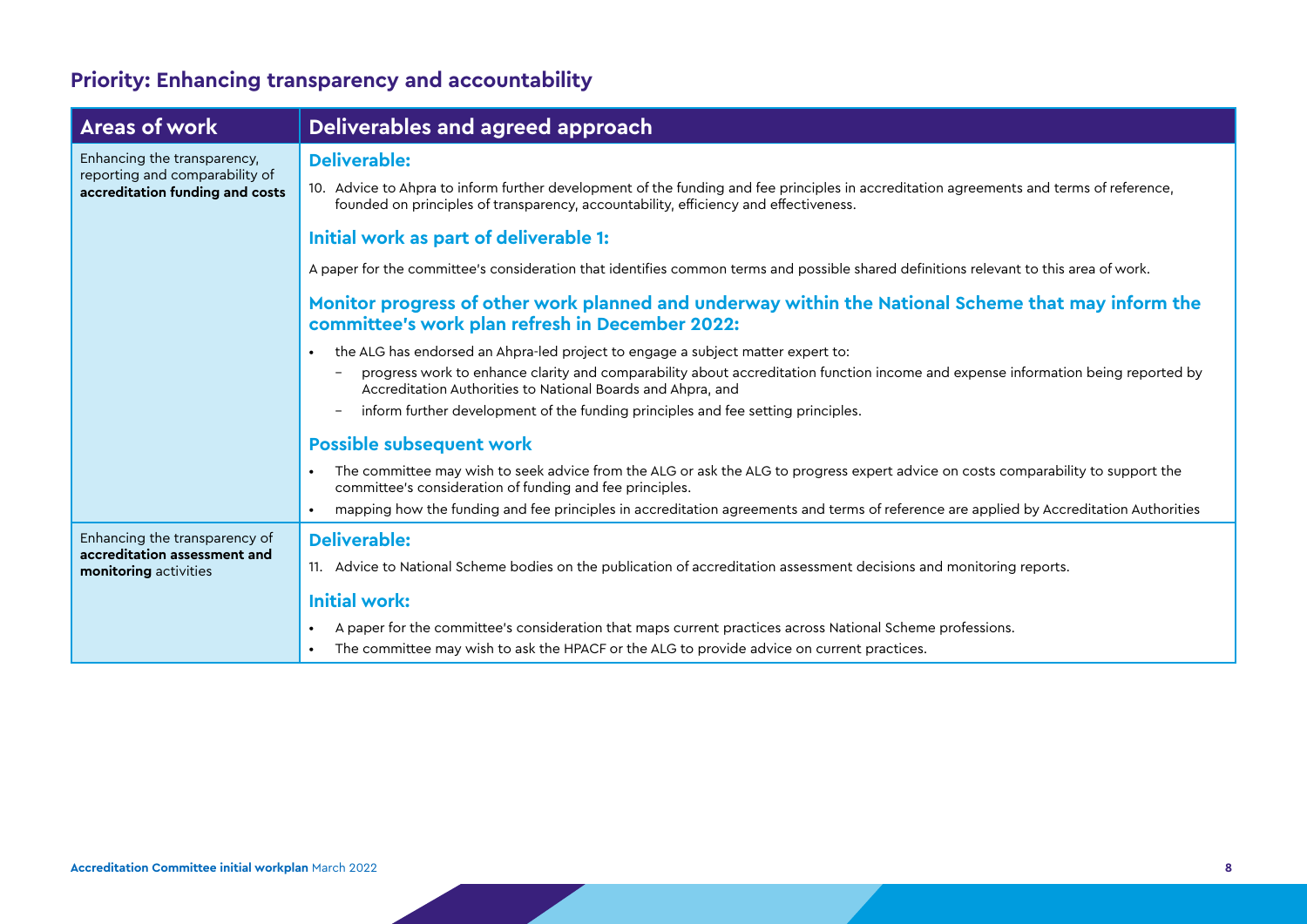## Priority: Enhancing transparency and accountability

| Areas of work | Deliverables and agreed approach |
|---|---|
| Enhancing the transparency, reporting and comparability of **accreditation funding and costs** | **Deliverable:**<br>10. Advice to Ahpra to inform further development of the funding and fee principles in accreditation agreements and terms of reference, founded on principles of transparency, accountability, efficiency and effectiveness.<br>**Initial work as part of deliverable 1:**<br>A paper for the committee's consideration that identifies common terms and possible shared definitions relevant to this area of work.<br>**Monitor progress of other work planned and underway within the National Scheme that may inform the committee's work plan refresh in December 2022:**<br>• the ALG has endorsed an Ahpra-led project to engage a subject matter expert to:<br>  – progress work to enhance clarity and comparability about accreditation function income and expense information being reported by Accreditation Authorities to National Boards and Ahpra, and<br>  – inform further development of the funding principles and fee setting principles.<br>**Possible subsequent work**<br>• The committee may wish to seek advice from the ALG or ask the ALG to progress expert advice on costs comparability to support the committee's consideration of funding and fee principles.<br>• mapping how the funding and fee principles in accreditation agreements and terms of reference are applied by Accreditation Authorities |
| Enhancing the transparency of **accreditation assessment and monitoring** activities | **Deliverable:**<br>11. Advice to National Scheme bodies on the publication of accreditation assessment decisions and monitoring reports.<br>**Initial work:**<br>• A paper for the committee's consideration that maps current practices across National Scheme professions.<br>• The committee may wish to ask the HPACF or the ALG to provide advice on current practices. |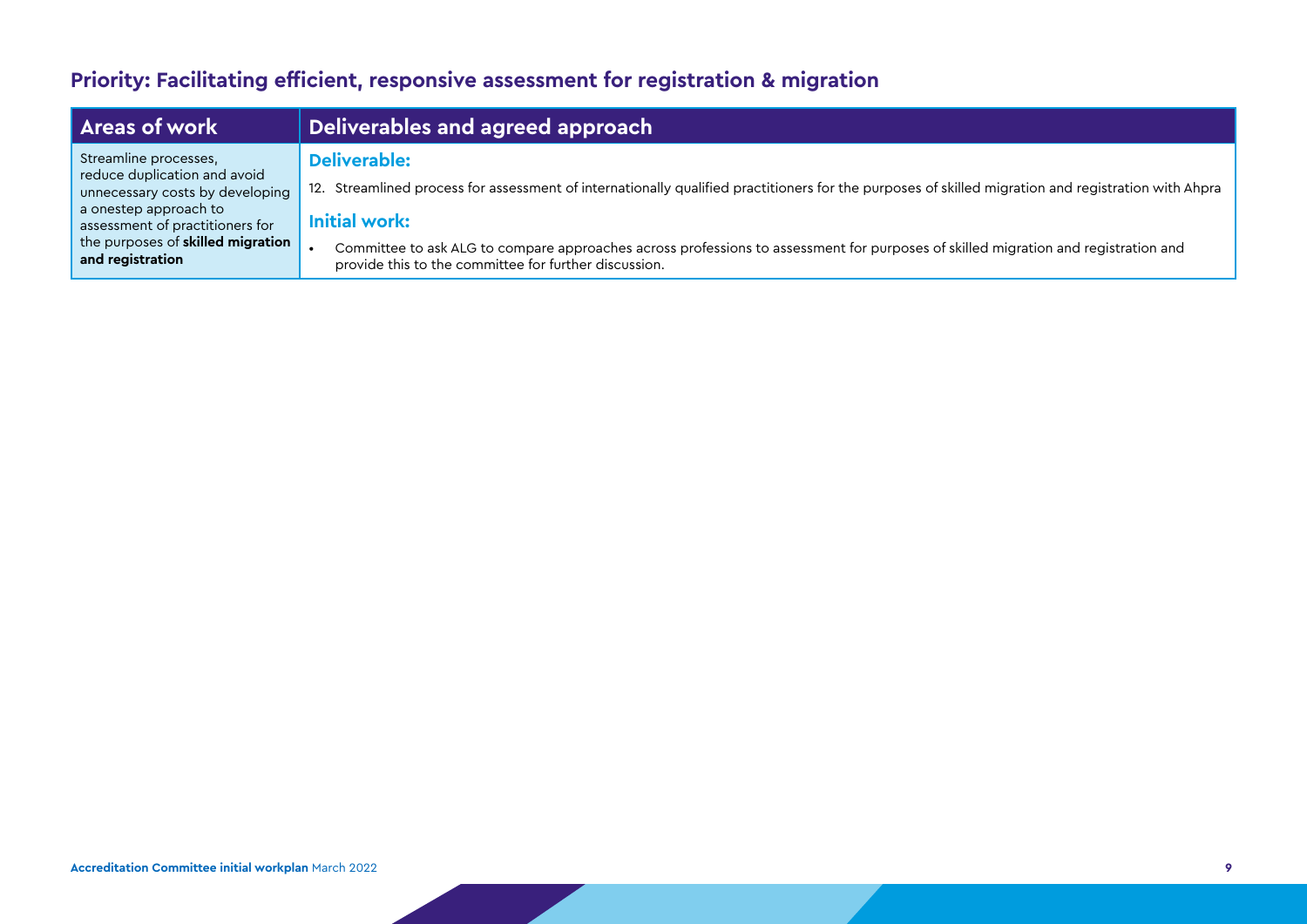## Priority: Facilitating efficient, responsive assessment for registration & migration

| Areas of work | Deliverables and agreed approach |
|---|---|
| Streamline processes, reduce duplication and avoid unnecessary costs by developing a onestep approach to assessment of practitioners for the purposes of **skilled migration and registration** | **Deliverable:**<br><br>12. Streamlined process for assessment of internationally qualified practitioners for the purposes of skilled migration and registration with Ahpra<br><br>**Initial work:**<br><br>• Committee to ask ALG to compare approaches across professions to assessment for purposes of skilled migration and registration and provide this to the committee for further discussion. |